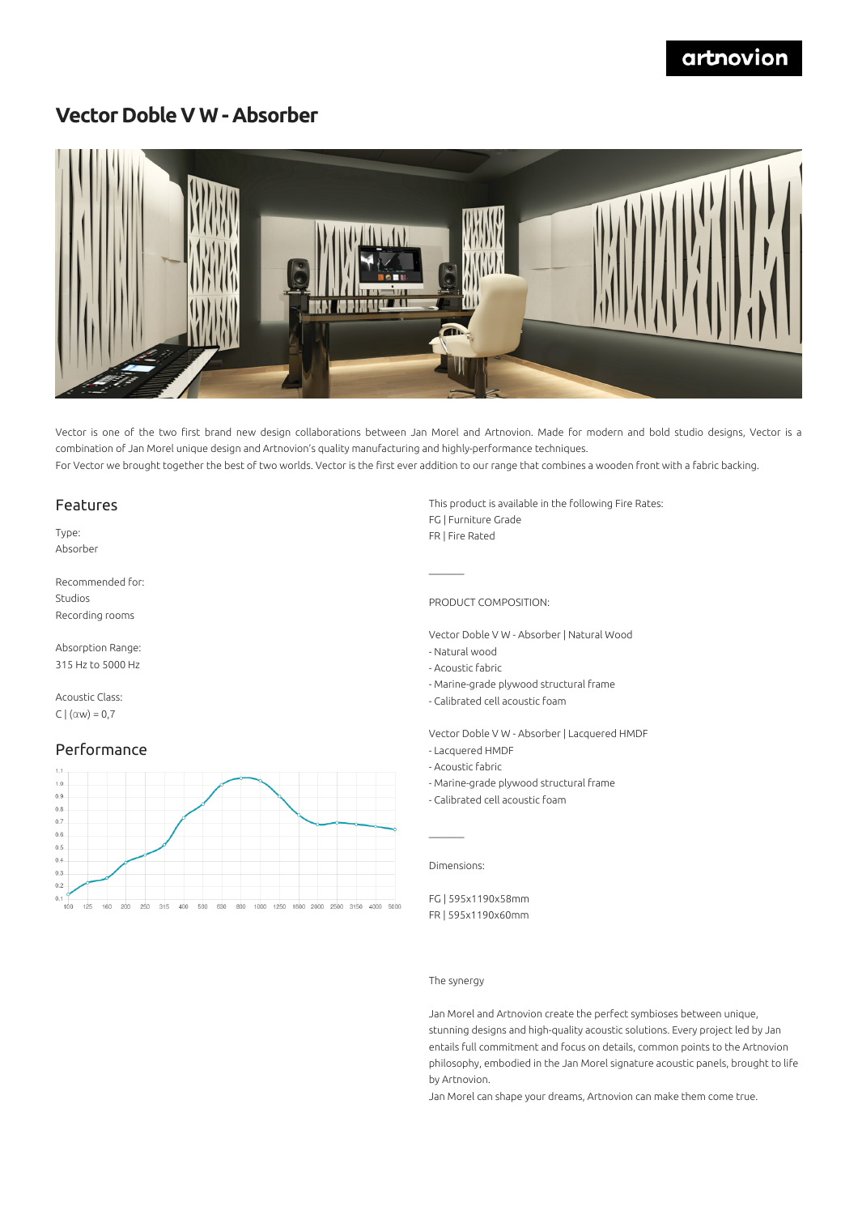# Vector Doble V W - Absorber

Vector is one of the two first brand new design collaborations between Jan Morel and Artnovion. Made for modern and bold studio designs, Vector is a combination of Jan Morel unique design and Artnovion's quality manufacturing and highly-performance techniques.
For Vector we brought together the best of two worlds. Vector is the first ever addition to our range that combines a wooden front with a fabric backing.

## Features

Type:
Absorber

Recommended for:
Studios
Recording rooms

Absorption Range:
315 Hz to 5000 Hz

Acoustic Class:
C | ($\alpha$w) = 0,7

## Performance

This product is available in the following Fire Rates:
FG | Furniture Grade
FR | Fire Rated

PRODUCT COMPOSITION:

Vector Doble V W - Absorber | Natural Wood
- Natural wood
- Acoustic Fabric
- Marine-grade plywood structural frame
- Calibrated cell acoustic foam

Vector Doble V W - Absorber | Lacquered HMDF
- Lacquered HMDF
- Acoustic Fabric
- Marine-grade plywood structural frame
- Calibrated cell acoustic foam

Dimensions:

FG | 595x1190x58mm
FR | 595x1190x60mm

The synergy

Jan Morel and Artnovion create the perfect symbioses between unique, stunning designs and high-quality acoustic solutions. Every project led by Jan entails full commitment and focus on details, common points to the Artnovion philosophy, embodied in the Jan Morel signature acoustic panels, brought to life by Artnovion.
Jan Morel can shape your dreams, Artnovion can make them come true.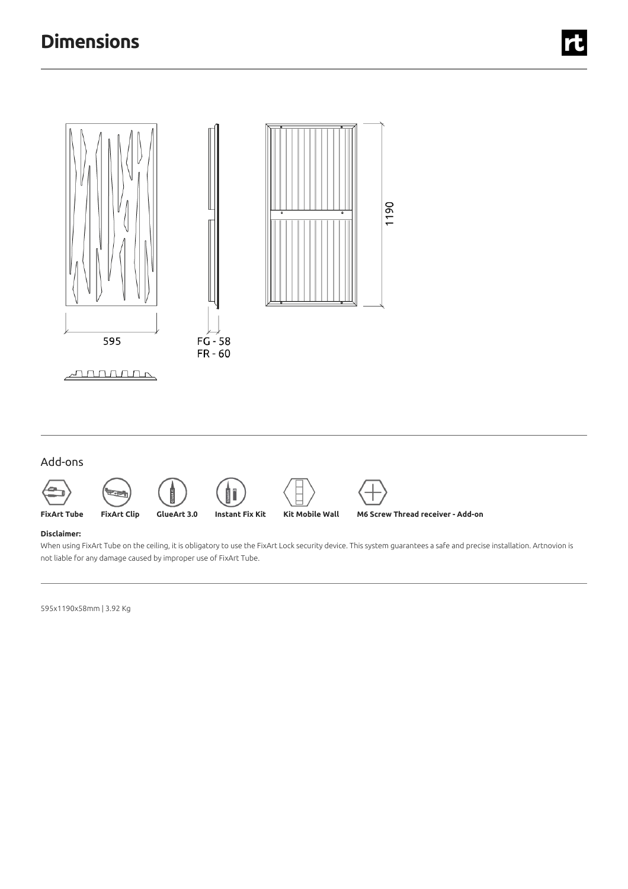# Dimensions

595

FG - 58
FR - 60

1190

## Add-ons

**FixArt Tube** **FixArt Clip** **GlueArt 3.0** **Instant Fix Kit** **Kit Mobile Wall** **M6 Screw Thread receiver - Add-on**

**Disclaimer:**

When using FixArt Tube on the ceiling, it is obligatory to use the FixArt Lock security device. This system guarantees a safe and precise installation. Artnovion is not liable for any damage caused by improper use of FixArt Tube.

595x1190x58mm | 3.92 Kg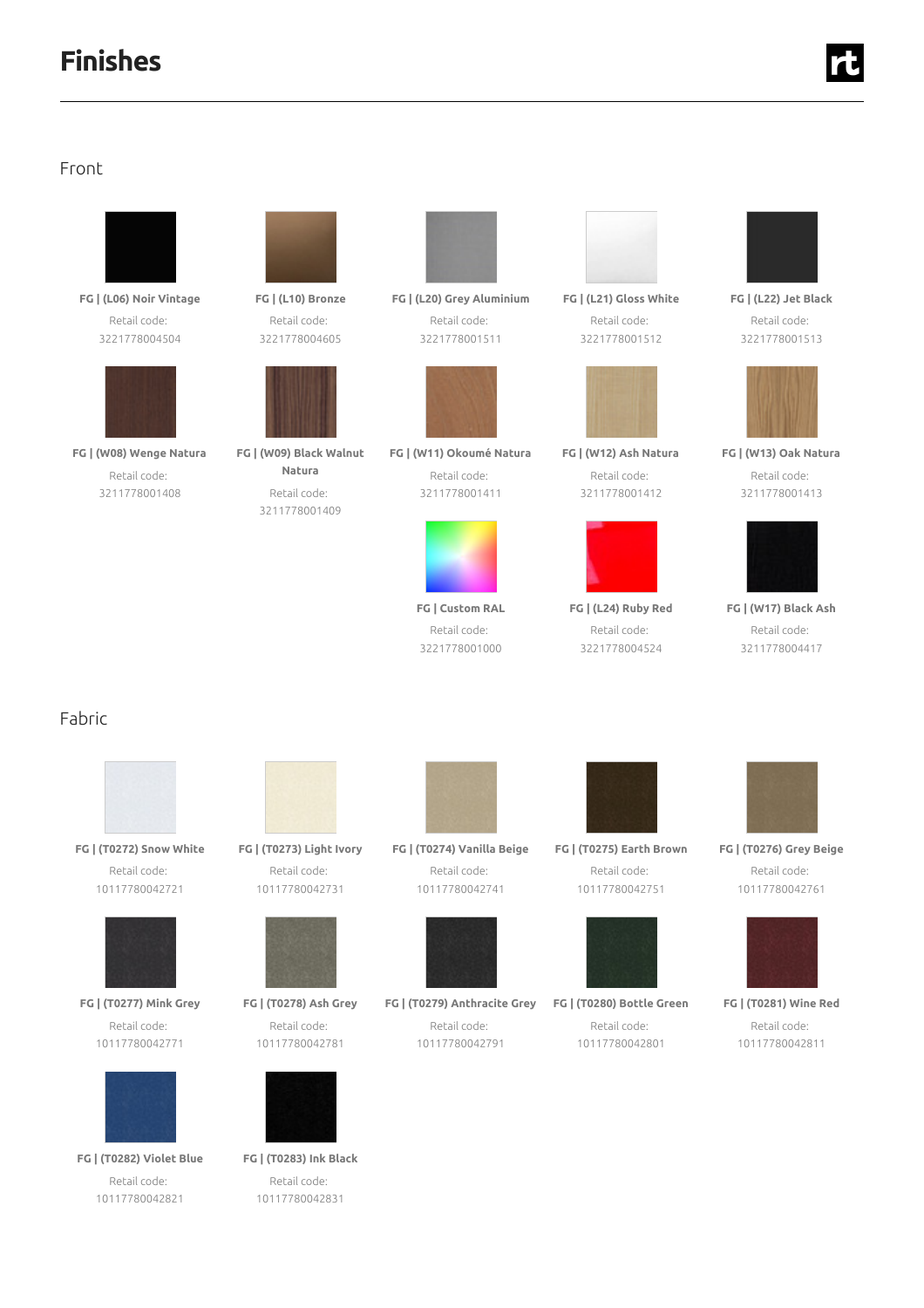# Finishes

## Front

**FG | (L06) Noir Vintage**
Retail code:
3221778004504

**FG | (L10) Bronze**
Retail code:
3221778004605

**FG | (L20) Grey Aluminium**
Retail code:
3221778001511

**FG | (L21) Gloss White**
Retail code:
3221778001512

**FG | (L22) Jet Black**
Retail code:
3221778001513

**FG | (W08) Wenge Natura**
Retail code:
3211778001408

**FG | (W09) Black Walnut Natura**
Retail code:
3211778001409

**FG | (W11) Okoumé Natura**
Retail code:
3211778001411

**FG | (W12) Ash Natura**
Retail code:
3211778001412

**FG | (W13) Oak Natura**
Retail code:
3211778001413

**FG | Custom RAL**
Retail code:
3221778001000

**FG | (L24) Ruby Red**
Retail code:
3221778004524

**FG | (W17) Black Ash**
Retail code:
3211778004417

## Fabric

**FG | (T0272) Snow White**
Retail code:
10117780042721

**FG | (T0273) Light Ivory**
Retail code:
10117780042731

**FG | (T0274) Vanilla Beige**
Retail code:
10117780042741

**FG | (T0275) Earth Brown**
Retail code:
10117780042751

**FG | (T0276) Grey Beige**
Retail code:
10117780042761

**FG | (T0277) Mink Grey**
Retail code:
10117780042771

**FG | (T0278) Ash Grey**
Retail code:
10117780042781

**FG | (T0279) Anthracite Grey**
Retail code:
10117780042791

**FG | (T0280) Bottle Green**
Retail code:
10117780042801

**FG | (T0281) Wine Red**
Retail code:
10117780042811

**FG | (T0282) Violet Blue**
Retail code:
10117780042821

**FG | (T0283) Ink Black**
Retail code:
10117780042831